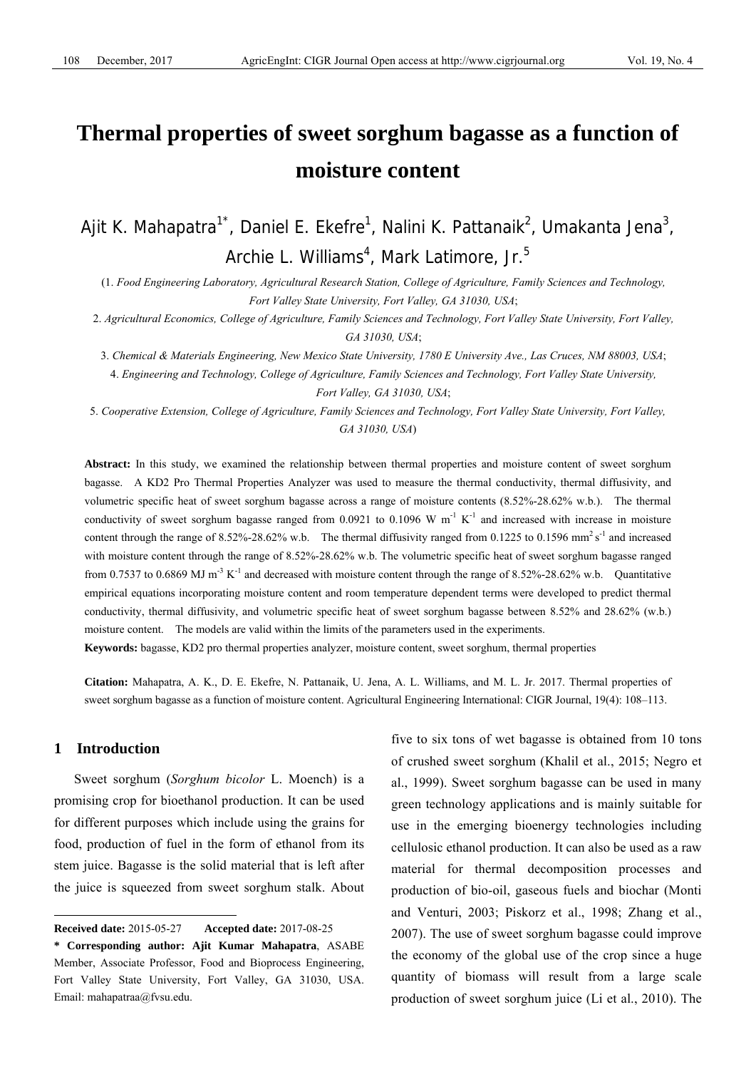# Thermal properties of sweet sorghum bagasse as a function of moisture content

Ajit K. Mahapatra[1*], Daniel E. Ekefre[1], Nalini K. Pattanaik[2], Umakanta Jena[3], Archie L. Williams[4], Mark Latimore, Jr.[5]

(1. *Food Engineering Laboratory, Agricultural Research Station, College of Agriculture, Family Sciences and Technology, Fort Valley State University, Fort Valley, GA 31030, USA*;

2. *Agricultural Economics, College of Agriculture, Family Sciences and Technology, Fort Valley State University, Fort Valley, GA 31030, USA*;

3. *Chemical & Materials Engineering, New Mexico State University, 1780 E University Ave., Las Cruces, NM 88003, USA*;

4. *Engineering and Technology, College of Agriculture, Family Sciences and Technology, Fort Valley State University, Fort Valley, GA 31030, USA*;

5. *Cooperative Extension, College of Agriculture, Family Sciences and Technology, Fort Valley State University, Fort Valley, GA 31030, USA*)

**Abstract:** In this study, we examined the relationship between thermal properties and moisture content of sweet sorghum bagasse. A KD2 Pro Thermal Properties Analyzer was used to measure the thermal conductivity, thermal diffusivity, and volumetric specific heat of sweet sorghum bagasse across a range of moisture contents (8.52%-28.62% w.b.). The thermal conductivity of sweet sorghum bagasse ranged from 0.0921 to 0.1096 W $m^{-1}$ $K^{-1}$ and increased with increase in moisture content through the range of 8.52%-28.62% w.b. The thermal diffusivity ranged from 0.1225 to 0.1596 $mm^2$ $s^{-1}$ and increased with moisture content through the range of 8.52%-28.62% w.b. The volumetric specific heat of sweet sorghum bagasse ranged from 0.7537 to 0.6869 MJ $m^{-3}$ $K^{-1}$ and decreased with moisture content through the range of 8.52%-28.62% w.b. Quantitative empirical equations incorporating moisture content and room temperature dependent terms were developed to predict thermal conductivity, thermal diffusivity, and volumetric specific heat of sweet sorghum bagasse between 8.52% and 28.62% (w.b.) moisture content. The models are valid within the limits of the parameters used in the experiments.

**Keywords:** bagasse, KD2 pro thermal properties analyzer, moisture content, sweet sorghum, thermal properties

**Citation:** Mahapatra, A. K., D. E. Ekefre, N. Pattanaik, U. Jena, A. L. Williams, and M. L. Jr. 2017. Thermal properties of sweet sorghum bagasse as a function of moisture content. Agricultural Engineering International: CIGR Journal, 19(4): 108–113.

## 1 Introduction

Sweet sorghum (*Sorghum bicolor* L. Moench) is a promising crop for bioethanol production. It can be used for different purposes which include using the grains for food, production of fuel in the form of ethanol from its stem juice. Bagasse is the solid material that is left after the juice is squeezed from sweet sorghum stalk. About five to six tons of wet bagasse is obtained from 10 tons of crushed sweet sorghum (Khalil et al., 2015; Negro et al., 1999). Sweet sorghum bagasse can be used in many green technology applications and is mainly suitable for use in the emerging bioenergy technologies including cellulosic ethanol production. It can also be used as a raw material for thermal decomposition processes and production of bio-oil, gaseous fuels and biochar (Monti and Venturi, 2003; Piskorz et al., 1998; Zhang et al., 2007). The use of sweet sorghum bagasse could improve the economy of the global use of the crop since a huge quantity of biomass will result from a large scale production of sweet sorghum juice (Li et al., 2010). The

---

**Received date:** 2015-05-27 **Accepted date:** 2017-08-25

**\* Corresponding author: Ajit Kumar Mahapatra**, ASABE Member, Associate Professor, Food and Bioprocess Engineering, Fort Valley State University, Fort Valley, GA 31030, USA. Email: mahapatraa@fvsu.edu.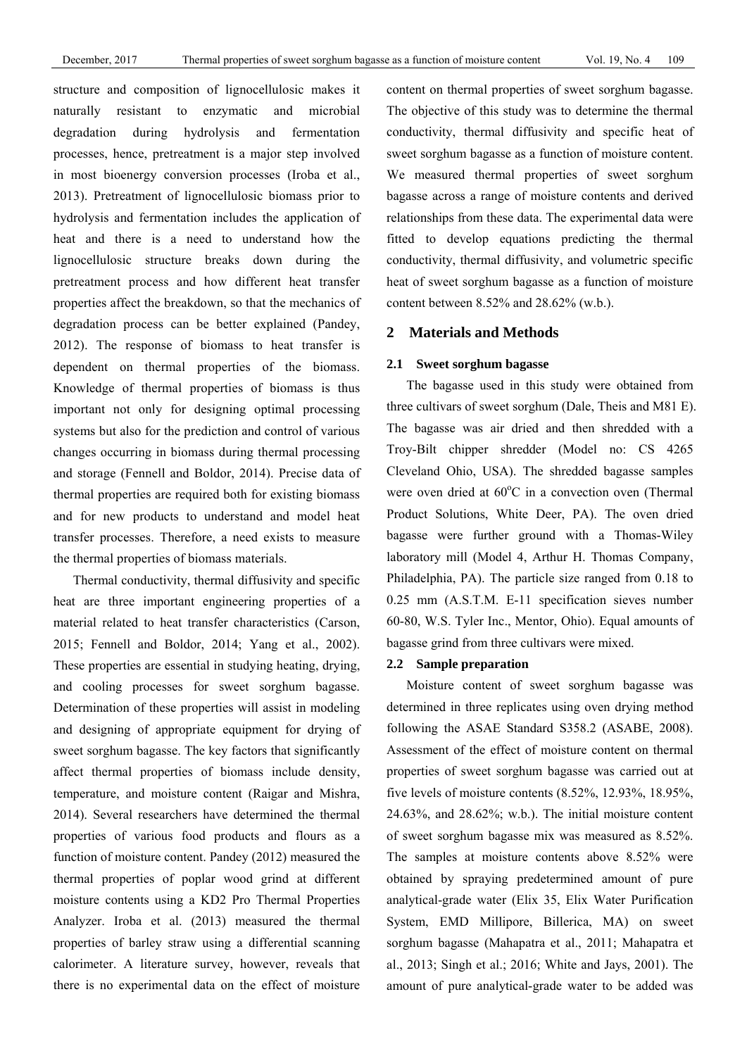structure and composition of lignocellulosic makes it naturally resistant to enzymatic and microbial degradation during hydrolysis and fermentation processes, hence, pretreatment is a major step involved in most bioenergy conversion processes (Iroba et al., 2013). Pretreatment of lignocellulosic biomass prior to hydrolysis and fermentation includes the application of heat and there is a need to understand how the lignocellulosic structure breaks down during the pretreatment process and how different heat transfer properties affect the breakdown, so that the mechanics of degradation process can be better explained (Pandey, 2012). The response of biomass to heat transfer is dependent on thermal properties of the biomass. Knowledge of thermal properties of biomass is thus important not only for designing optimal processing systems but also for the prediction and control of various changes occurring in biomass during thermal processing and storage (Fennell and Boldor, 2014). Precise data of thermal properties are required both for existing biomass and for new products to understand and model heat transfer processes. Therefore, a need exists to measure the thermal properties of biomass materials.

Thermal conductivity, thermal diffusivity and specific heat are three important engineering properties of a material related to heat transfer characteristics (Carson, 2015; Fennell and Boldor, 2014; Yang et al., 2002). These properties are essential in studying heating, drying, and cooling processes for sweet sorghum bagasse. Determination of these properties will assist in modeling and designing of appropriate equipment for drying of sweet sorghum bagasse. The key factors that significantly affect thermal properties of biomass include density, temperature, and moisture content (Raigar and Mishra, 2014). Several researchers have determined the thermal properties of various food products and flours as a function of moisture content. Pandey (2012) measured the thermal properties of poplar wood grind at different moisture contents using a KD2 Pro Thermal Properties Analyzer. Iroba et al. (2013) measured the thermal properties of barley straw using a differential scanning calorimeter. A literature survey, however, reveals that there is no experimental data on the effect of moisture content on thermal properties of sweet sorghum bagasse. The objective of this study was to determine the thermal conductivity, thermal diffusivity and specific heat of sweet sorghum bagasse as a function of moisture content. We measured thermal properties of sweet sorghum bagasse across a range of moisture contents and derived relationships from these data. The experimental data were fitted to develop equations predicting the thermal conductivity, thermal diffusivity, and volumetric specific heat of sweet sorghum bagasse as a function of moisture content between 8.52% and 28.62% (w.b.).

## 2 Materials and Methods

### 2.1 Sweet sorghum bagasse

The bagasse used in this study were obtained from three cultivars of sweet sorghum (Dale, Theis and M81 E). The bagasse was air dried and then shredded with a Troy-Bilt chipper shredder (Model no: CS 4265 Cleveland Ohio, USA). The shredded bagasse samples were oven dried at $60^{o}$C in a convection oven (Thermal Product Solutions, White Deer, PA). The oven dried bagasse were further ground with a Thomas-Wiley laboratory mill (Model 4, Arthur H. Thomas Company, Philadelphia, PA). The particle size ranged from 0.18 to 0.25 mm (A.S.T.M. E-11 specification sieves number 60-80, W.S. Tyler Inc., Mentor, Ohio). Equal amounts of bagasse grind from three cultivars were mixed.

### 2.2 Sample preparation

Moisture content of sweet sorghum bagasse was determined in three replicates using oven drying method following the ASAE Standard S358.2 (ASABE, 2008). Assessment of the effect of moisture content on thermal properties of sweet sorghum bagasse was carried out at five levels of moisture contents (8.52%, 12.93%, 18.95%, 24.63%, and 28.62%; w.b.). The initial moisture content of sweet sorghum bagasse mix was measured as 8.52%. The samples at moisture contents above 8.52% were obtained by spraying predetermined amount of pure analytical-grade water (Elix 35, Elix Water Purification System, EMD Millipore, Billerica, MA) on sweet sorghum bagasse (Mahapatra et al., 2011; Mahapatra et al., 2013; Singh et al.; 2016; White and Jays, 2001). The amount of pure analytical-grade water to be added was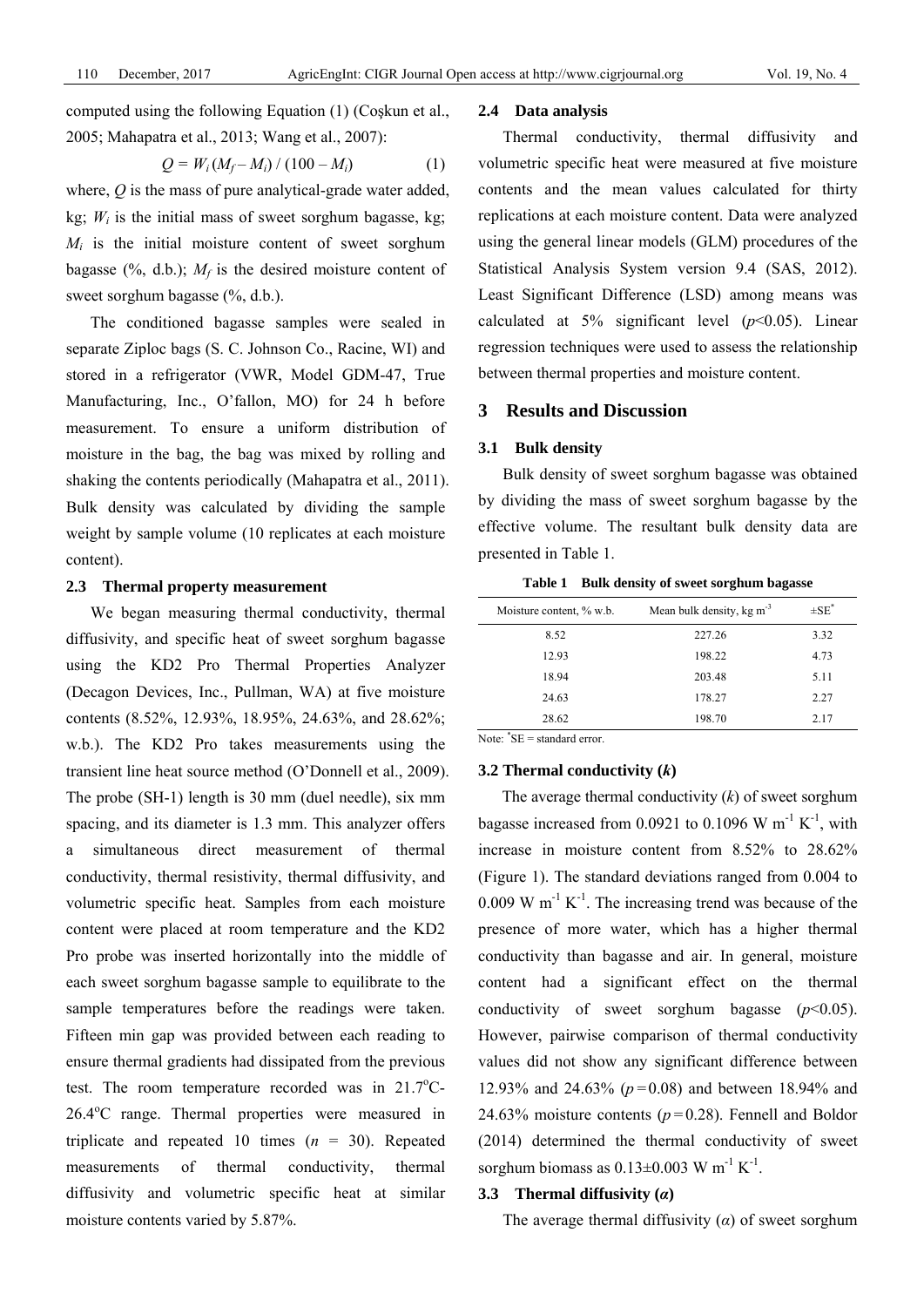computed using the following Equation (1) (Coşkun et al., 2005; Mahapatra et al., 2013; Wang et al., 2007):

$$Q = W_i (M_f - M_i) / (100 - M_i) \quad (1)$$

where, $Q$ is the mass of pure analytical-grade water added, kg; $W_i$ is the initial mass of sweet sorghum bagasse, kg; $M_i$ is the initial moisture content of sweet sorghum bagasse (%, d.b.); $M_f$ is the desired moisture content of sweet sorghum bagasse (%, d.b.).

The conditioned bagasse samples were sealed in separate Ziploc bags (S. C. Johnson Co., Racine, WI) and stored in a refrigerator (VWR, Model GDM-47, True Manufacturing, Inc., O'fallon, MO) for 24 h before measurement. To ensure a uniform distribution of moisture in the bag, the bag was mixed by rolling and shaking the contents periodically (Mahapatra et al., 2011). Bulk density was calculated by dividing the sample weight by sample volume (10 replicates at each moisture content).

### 2.3 Thermal property measurement

We began measuring thermal conductivity, thermal diffusivity, and specific heat of sweet sorghum bagasse using the KD2 Pro Thermal Properties Analyzer (Decagon Devices, Inc., Pullman, WA) at five moisture contents (8.52%, 12.93%, 18.95%, 24.63%, and 28.62%; w.b.). The KD2 Pro takes measurements using the transient line heat source method (O'Donnell et al., 2009). The probe (SH-1) length is 30 mm (duel needle), six mm spacing, and its diameter is 1.3 mm. This analyzer offers a simultaneous direct measurement of thermal conductivity, thermal resistivity, thermal diffusivity, and volumetric specific heat. Samples from each moisture content were placed at room temperature and the KD2 Pro probe was inserted horizontally into the middle of each sweet sorghum bagasse sample to equilibrate to the sample temperatures before the readings were taken. Fifteen min gap was provided between each reading to ensure thermal gradients had dissipated from the previous test. The room temperature recorded was in 21.7°C-26.4°C range. Thermal properties were measured in triplicate and repeated 10 times ($n$ = 30). Repeated measurements of thermal conductivity, thermal diffusivity and volumetric specific heat at similar moisture contents varied by 5.87%.

### 2.4 Data analysis

Thermal conductivity, thermal diffusivity and volumetric specific heat were measured at five moisture contents and the mean values calculated for thirty replications at each moisture content. Data were analyzed using the general linear models (GLM) procedures of the Statistical Analysis System version 9.4 (SAS, 2012). Least Significant Difference (LSD) among means was calculated at 5% significant level ($p$<0.05). Linear regression techniques were used to assess the relationship between thermal properties and moisture content.

## 3 Results and Discussion

### 3.1 Bulk density

Bulk density of sweet sorghum bagasse was obtained by dividing the mass of sweet sorghum bagasse by the effective volume. The resultant bulk density data are presented in Table 1.

**Table 1 Bulk density of sweet sorghum bagasse**

| Moisture content, % w.b. | Mean bulk density, kg m$^{-3}$ | ±SE* |
|---|---|---|
| 8.52 | 227.26 | 3.32 |
| 12.93 | 198.22 | 4.73 |
| 18.94 | 203.48 | 5.11 |
| 24.63 | 178.27 | 2.27 |
| 28.62 | 198.70 | 2.17 |

Note: *SE = standard error.

### 3.2 Thermal conductivity ($k$)

The average thermal conductivity ($k$) of sweet sorghum bagasse increased from 0.0921 to 0.1096 W m$^{-1}$ K$^{-1}$, with increase in moisture content from 8.52% to 28.62% (Figure 1). The standard deviations ranged from 0.004 to 0.009 W m$^{-1}$ K$^{-1}$. The increasing trend was because of the presence of more water, which has a higher thermal conductivity than bagasse and air. In general, moisture content had a significant effect on the thermal conductivity of sweet sorghum bagasse ($p$<0.05). However, pairwise comparison of thermal conductivity values did not show any significant difference between 12.93% and 24.63% ($p$ = 0.08) and between 18.94% and 24.63% moisture contents ($p$ = 0.28). Fennell and Boldor (2014) determined the thermal conductivity of sweet sorghum biomass as 0.13±0.003 W m$^{-1}$ K$^{-1}$.

### 3.3 Thermal diffusivity ($\alpha$)

The average thermal diffusivity ($\alpha$) of sweet sorghum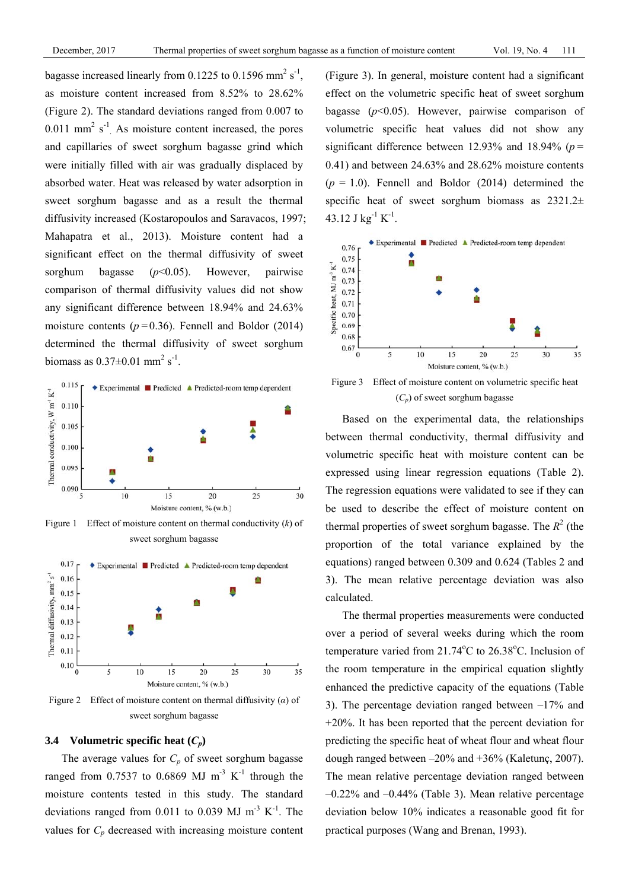bagasse increased linearly from 0.1225 to 0.1596 mm$^2$ s$^{-1}$, as moisture content increased from 8.52% to 28.62% (Figure 2). The standard deviations ranged from 0.007 to 0.011 mm$^2$ s$^{-1}$. As moisture content increased, the pores and capillaries of sweet sorghum bagasse grind which were initially filled with air was gradually displaced by absorbed water. Heat was released by water adsorption in sweet sorghum bagasse and as a result the thermal diffusivity increased (Kostaropoulos and Saravacos, 1997; Mahapatra et al., 2013). Moisture content had a significant effect on the thermal diffusivity of sweet sorghum bagasse ($p$<0.05). However, pairwise comparison of thermal diffusivity values did not show any significant difference between 18.94% and 24.63% moisture contents ($p$ = 0.36). Fennell and Boldor (2014) determined the thermal diffusivity of sweet sorghum biomass as 0.37±0.01 mm$^2$ s$^{-1}$.

Figure 1 Effect of moisture content on thermal conductivity ($k$) of sweet sorghum bagasse

Figure 2 Effect of moisture content on thermal diffusivity ($\alpha$) of sweet sorghum bagasse

### 3.4 Volumetric specific heat ($C_p$)

The average values for $C_p$ of sweet sorghum bagasse ranged from 0.7537 to 0.6869 MJ m$^{-3}$ K$^{-1}$ through the moisture contents tested in this study. The standard deviations ranged from 0.011 to 0.039 MJ m$^{-3}$ K$^{-1}$. The values for $C_p$ decreased with increasing moisture content (Figure 3). In general, moisture content had a significant effect on the volumetric specific heat of sweet sorghum bagasse ($p$<0.05). However, pairwise comparison of volumetric specific heat values did not show any significant difference between 12.93% and 18.94% ($p$ = 0.41) and between 24.63% and 28.62% moisture contents ($p$ = 1.0). Fennell and Boldor (2014) determined the specific heat of sweet sorghum biomass as 2321.2± 43.12 J kg$^{-1}$ K$^{-1}$.

Figure 3 Effect of moisture content on volumetric specific heat ($C_p$) of sweet sorghum bagasse

Based on the experimental data, the relationships between thermal conductivity, thermal diffusivity and volumetric specific heat with moisture content can be expressed using linear regression equations (Table 2). The regression equations were validated to see if they can be used to describe the effect of moisture content on thermal properties of sweet sorghum bagasse. The $R^2$ (the proportion of the total variance explained by the equations) ranged between 0.309 and 0.624 (Tables 2 and 3). The mean relative percentage deviation was also calculated.

The thermal properties measurements were conducted over a period of several weeks during which the room temperature varied from 21.74°C to 26.38°C. Inclusion of the room temperature in the empirical equation slightly enhanced the predictive capacity of the equations (Table 3). The percentage deviation ranged between –17% and +20%. It has been reported that the percent deviation for predicting the specific heat of wheat flour and wheat flour dough ranged between –20% and +36% (Kaletunç, 2007). The mean relative percentage deviation ranged between –0.22% and –0.44% (Table 3). Mean relative percentage deviation below 10% indicates a reasonable good fit for practical purposes (Wang and Brenan, 1993).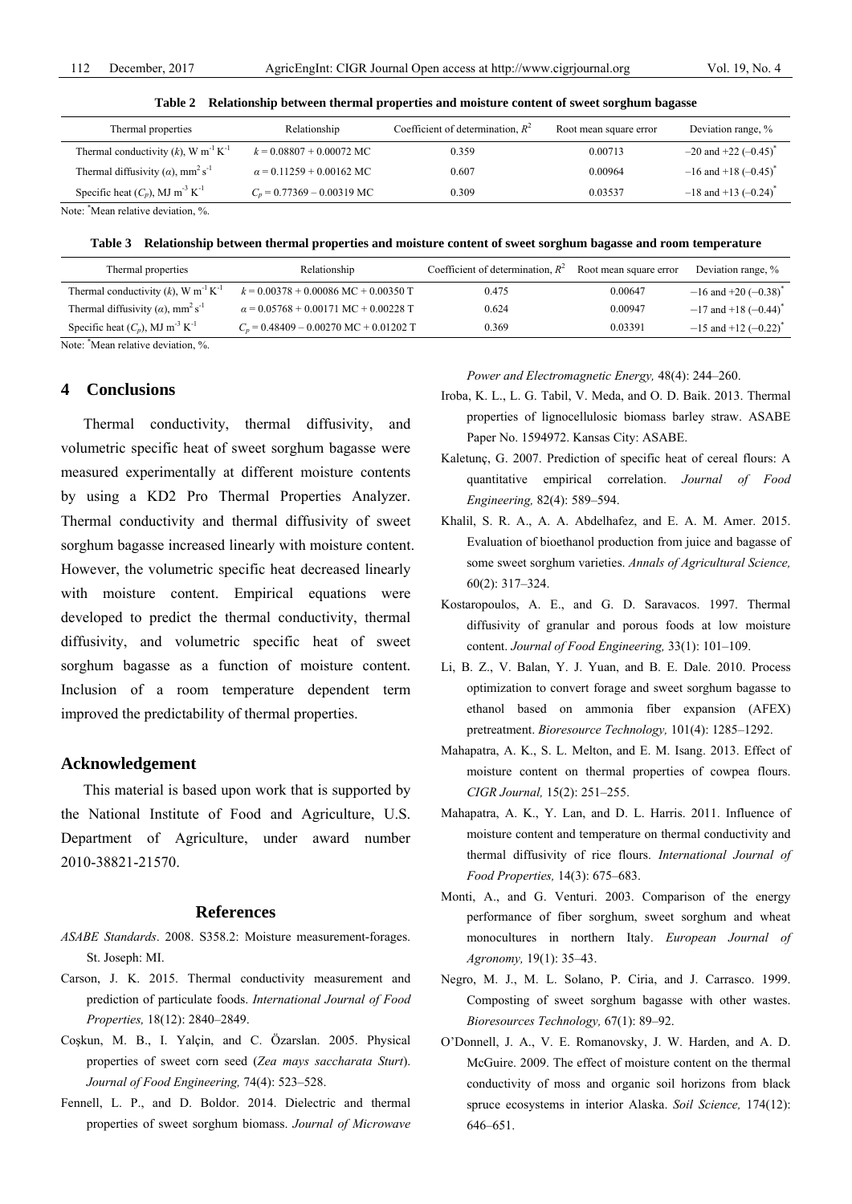**Table 2 Relationship between thermal properties and moisture content of sweet sorghum bagasse**

| Thermal properties | Relationship | Coefficient of determination, $R^2$ | Root mean square error | Deviation range, % |
|---|---|---|---|---|
| Thermal conductivity ($k$), W $m^{-1}$ $K^{-1}$ | $k = 0.08807 + 0.00072$ MC | 0.359 | 0.00713 | −20 and +22 (−0.45)* |
| Thermal diffusivity ($\alpha$), $mm^2$ $s^{-1}$ | $\alpha = 0.11259 + 0.00162$ MC | 0.607 | 0.00964 | −16 and +18 (−0.45)* |
| Specific heat ($C_p$), MJ $m^{-3}$ $K^{-1}$ | $C_p = 0.77369 - 0.00319$ MC | 0.309 | 0.03537 | −18 and +13 (−0.24)* |

Note: *Mean relative deviation, %.

**Table 3 Relationship between thermal properties and moisture content of sweet sorghum bagasse and room temperature**

| Thermal properties | Relationship | Coefficient of determination, $R^2$ | Root mean square error | Deviation range, % |
|---|---|---|---|---|
| Thermal conductivity ($k$), W $m^{-1}$ $K^{-1}$ | $k = 0.00378 + 0.00086$ MC $+ 0.00350$ T | 0.475 | 0.00647 | −16 and +20 (−0.38)* |
| Thermal diffusivity ($\alpha$), $mm^2$ $s^{-1}$ | $\alpha = 0.05768 + 0.00171$ MC $+ 0.00228$ T | 0.624 | 0.00947 | −17 and +18 (−0.44)* |
| Specific heat ($C_p$), MJ $m^{-3}$ $K^{-1}$ | $C_p = 0.48409 - 0.00270$ MC $+ 0.01202$ T | 0.369 | 0.03391 | −15 and +12 (−0.22)* |

Note: *Mean relative deviation, %.

## 4 Conclusions

Thermal conductivity, thermal diffusivity, and volumetric specific heat of sweet sorghum bagasse were measured experimentally at different moisture contents by using a KD2 Pro Thermal Properties Analyzer. Thermal conductivity and thermal diffusivity of sweet sorghum bagasse increased linearly with moisture content. However, the volumetric specific heat decreased linearly with moisture content. Empirical equations were developed to predict the thermal conductivity, thermal diffusivity, and volumetric specific heat of sweet sorghum bagasse as a function of moisture content. Inclusion of a room temperature dependent term improved the predictability of thermal properties.

## Acknowledgement

This material is based upon work that is supported by the National Institute of Food and Agriculture, U.S. Department of Agriculture, under award number 2010-38821-21570.

## References

*ASABE Standards*. 2008. S358.2: Moisture measurement-forages. St. Joseph: MI.

Carson, J. K. 2015. Thermal conductivity measurement and prediction of particulate foods. *International Journal of Food Properties,* 18(12): 2840–2849.

Coşkun, M. B., I. Yalçin, and C. Özarslan. 2005. Physical properties of sweet corn seed (*Zea mays saccharata Sturt*). *Journal of Food Engineering,* 74(4): 523–528.

Fennell, L. P., and D. Boldor. 2014. Dielectric and thermal properties of sweet sorghum biomass. *Journal of Microwave Power and Electromagnetic Energy,* 48(4): 244–260.

Iroba, K. L., L. G. Tabil, V. Meda, and O. D. Baik. 2013. Thermal properties of lignocellulosic biomass barley straw. ASABE Paper No. 1594972. Kansas City: ASABE.

Kaletunç, G. 2007. Prediction of specific heat of cereal flours: A quantitative empirical correlation. *Journal of Food Engineering,* 82(4): 589–594.

Khalil, S. R. A., A. A. Abdelhafez, and E. A. M. Amer. 2015. Evaluation of bioethanol production from juice and bagasse of some sweet sorghum varieties. *Annals of Agricultural Science,* 60(2): 317–324.

Kostaropoulos, A. E., and G. D. Saravacos. 1997. Thermal diffusivity of granular and porous foods at low moisture content. *Journal of Food Engineering,* 33(1): 101–109.

Li, B. Z., V. Balan, Y. J. Yuan, and B. E. Dale. 2010. Process optimization to convert forage and sweet sorghum bagasse to ethanol based on ammonia fiber expansion (AFEX) pretreatment. *Bioresource Technology,* 101(4): 1285–1292.

Mahapatra, A. K., S. L. Melton, and E. M. Isang. 2013. Effect of moisture content on thermal properties of cowpea flours. *CIGR Journal,* 15(2): 251–255.

Mahapatra, A. K., Y. Lan, and D. L. Harris. 2011. Influence of moisture content and temperature on thermal conductivity and thermal diffusivity of rice flours. *International Journal of Food Properties,* 14(3): 675–683.

Monti, A., and G. Venturi. 2003. Comparison of the energy performance of fiber sorghum, sweet sorghum and wheat monocultures in northern Italy. *European Journal of Agronomy,* 19(1): 35–43.

Negro, M. J., M. L. Solano, P. Ciria, and J. Carrasco. 1999. Composting of sweet sorghum bagasse with other wastes. *Bioresources Technology,* 67(1): 89–92.

O'Donnell, J. A., V. E. Romanovsky, J. W. Harden, and A. D. McGuire. 2009. The effect of moisture content on the thermal conductivity of moss and organic soil horizons from black spruce ecosystems in interior Alaska. *Soil Science,* 174(12): 646–651.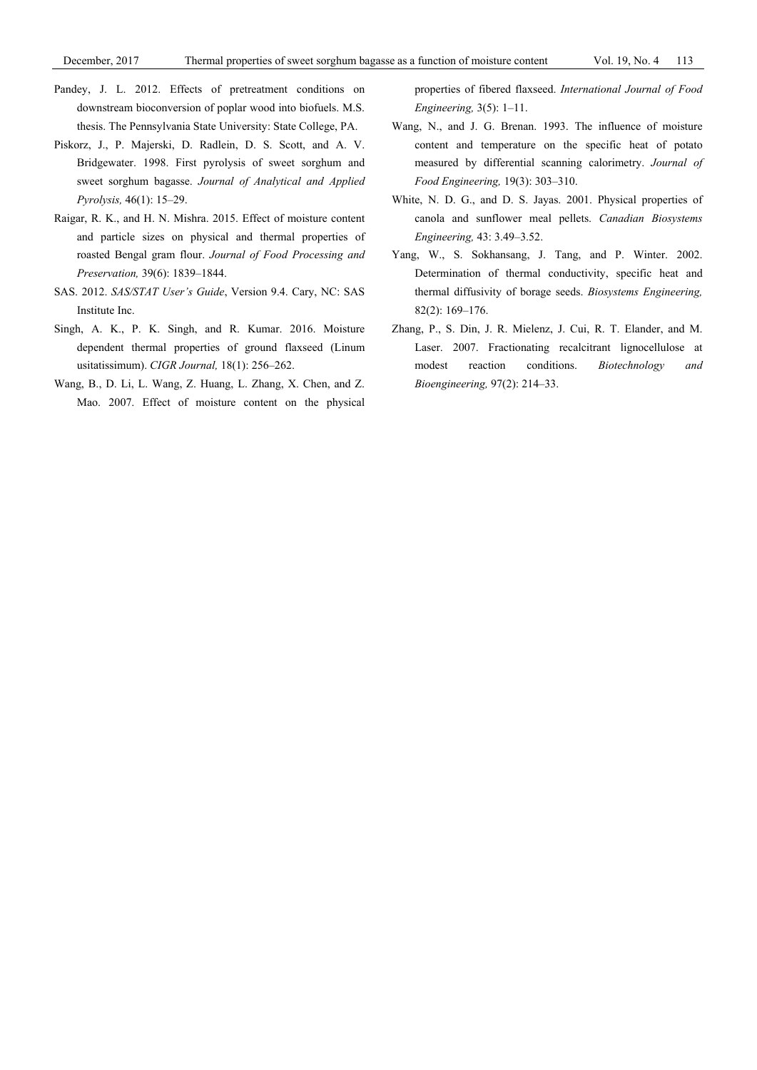Pandey, J. L. 2012. Effects of pretreatment conditions on downstream bioconversion of poplar wood into biofuels. M.S. thesis. The Pennsylvania State University: State College, PA.

Piskorz, J., P. Majerski, D. Radlein, D. S. Scott, and A. V. Bridgewater. 1998. First pyrolysis of sweet sorghum and sweet sorghum bagasse. *Journal of Analytical and Applied Pyrolysis,* 46(1): 15–29.

Raigar, R. K., and H. N. Mishra. 2015. Effect of moisture content and particle sizes on physical and thermal properties of roasted Bengal gram flour. *Journal of Food Processing and Preservation,* 39(6): 1839–1844.

SAS. 2012. *SAS/STAT User's Guide*, Version 9.4. Cary, NC: SAS Institute Inc.

Singh, A. K., P. K. Singh, and R. Kumar. 2016. Moisture dependent thermal properties of ground flaxseed (Linum usitatissimum). *CIGR Journal,* 18(1): 256–262.

Wang, B., D. Li, L. Wang, Z. Huang, L. Zhang, X. Chen, and Z. Mao. 2007. Effect of moisture content on the physical properties of fibered flaxseed. *International Journal of Food Engineering,* 3(5): 1–11.

Wang, N., and J. G. Brenan. 1993. The influence of moisture content and temperature on the specific heat of potato measured by differential scanning calorimetry. *Journal of Food Engineering,* 19(3): 303–310.

White, N. D. G., and D. S. Jayas. 2001. Physical properties of canola and sunflower meal pellets. *Canadian Biosystems Engineering,* 43: 3.49–3.52.

Yang, W., S. Sokhansang, J. Tang, and P. Winter. 2002. Determination of thermal conductivity, specific heat and thermal diffusivity of borage seeds. *Biosystems Engineering,* 82(2): 169–176.

Zhang, P., S. Din, J. R. Mielenz, J. Cui, R. T. Elander, and M. Laser. 2007. Fractionating recalcitrant lignocellulose at modest reaction conditions. *Biotechnology and Bioengineering,* 97(2): 214–33.